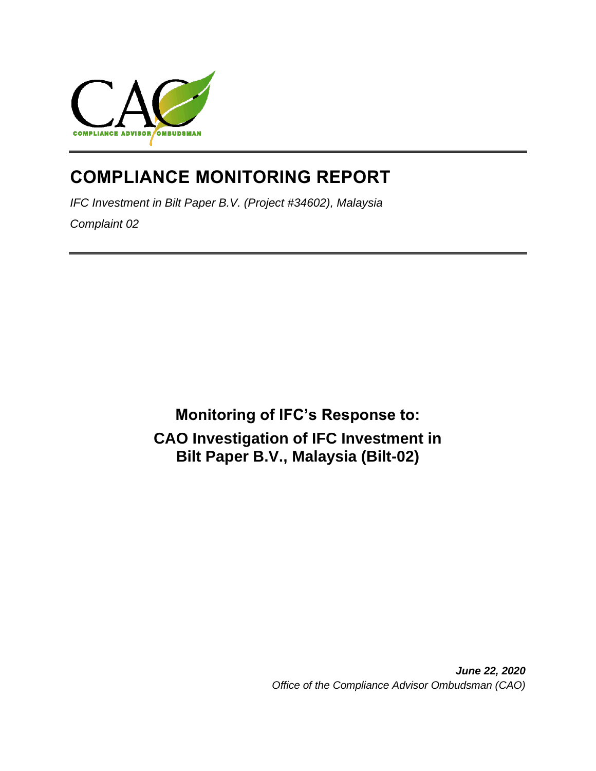CAO

COMPLIANCE ADVISOR OMBUDSMAN

# COMPLIANCE MONITORING REPORT

*IFC Investment in Bilt Paper B.V. (Project #34602), Malaysia*

*Complaint 02*

## Monitoring of IFC's Response to: CAO Investigation of IFC Investment in Bilt Paper B.V., Malaysia (Bilt-02)

***June 22, 2020***

*Office of the Compliance Advisor Ombudsman (CAO)*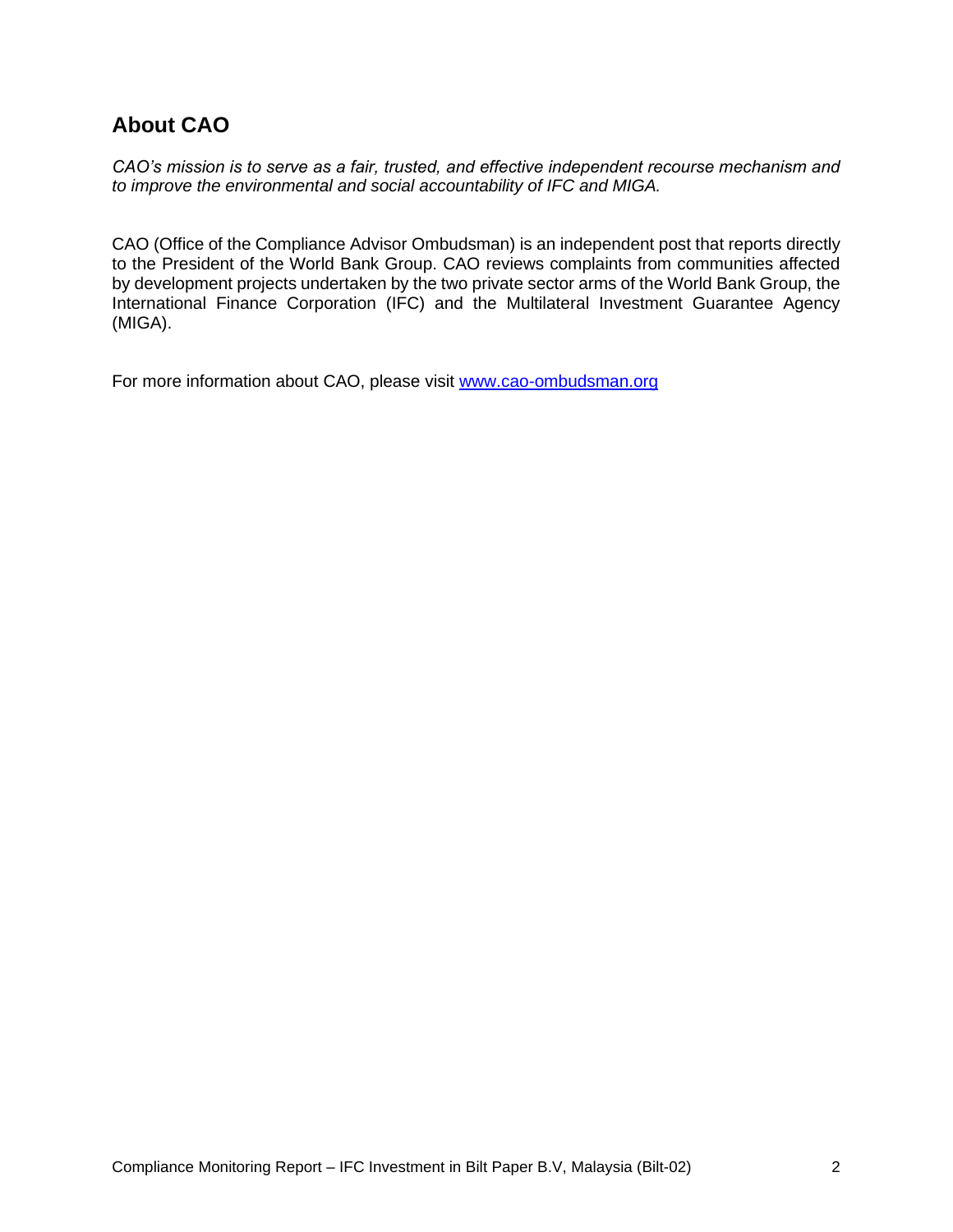## About CAO

*CAO's mission is to serve as a fair, trusted, and effective independent recourse mechanism and to improve the environmental and social accountability of IFC and MIGA.*

CAO (Office of the Compliance Advisor Ombudsman) is an independent post that reports directly to the President of the World Bank Group. CAO reviews complaints from communities affected by development projects undertaken by the two private sector arms of the World Bank Group, the International Finance Corporation (IFC) and the Multilateral Investment Guarantee Agency (MIGA).

For more information about CAO, please visit [www.cao-ombudsman.org](http://www.cao-ombudsman.org)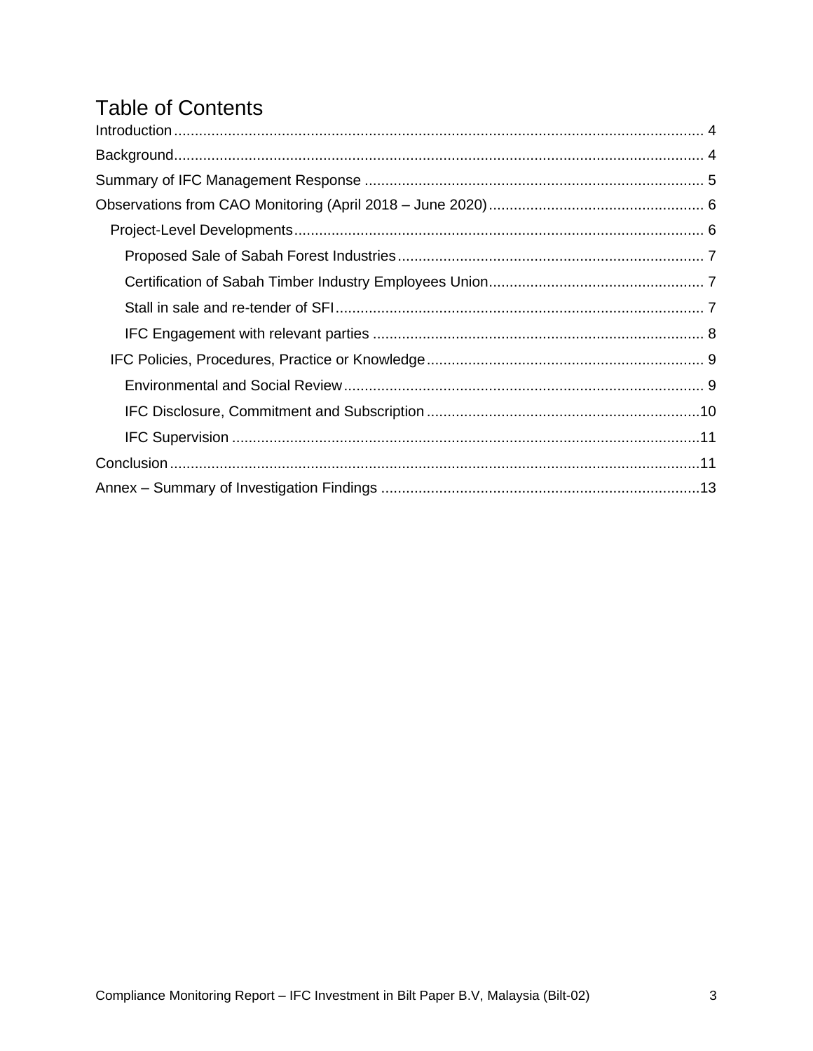# Table of Contents

Introduction ..... 4

Background ..... 4

Summary of IFC Management Response ..... 5

Observations from CAO Monitoring (April 2018 – June 2020) ..... 6

- Project-Level Developments ..... 6
  - Proposed Sale of Sabah Forest Industries ..... 7
  - Certification of Sabah Timber Industry Employees Union ..... 7
  - Stall in sale and re-tender of SFI ..... 7
  - IFC Engagement with relevant parties ..... 8
- IFC Policies, Procedures, Practice or Knowledge ..... 9
  - Environmental and Social Review ..... 9
  - IFC Disclosure, Commitment and Subscription ..... 10
  - IFC Supervision ..... 11

Conclusion ..... 11

Annex – Summary of Investigation Findings ..... 13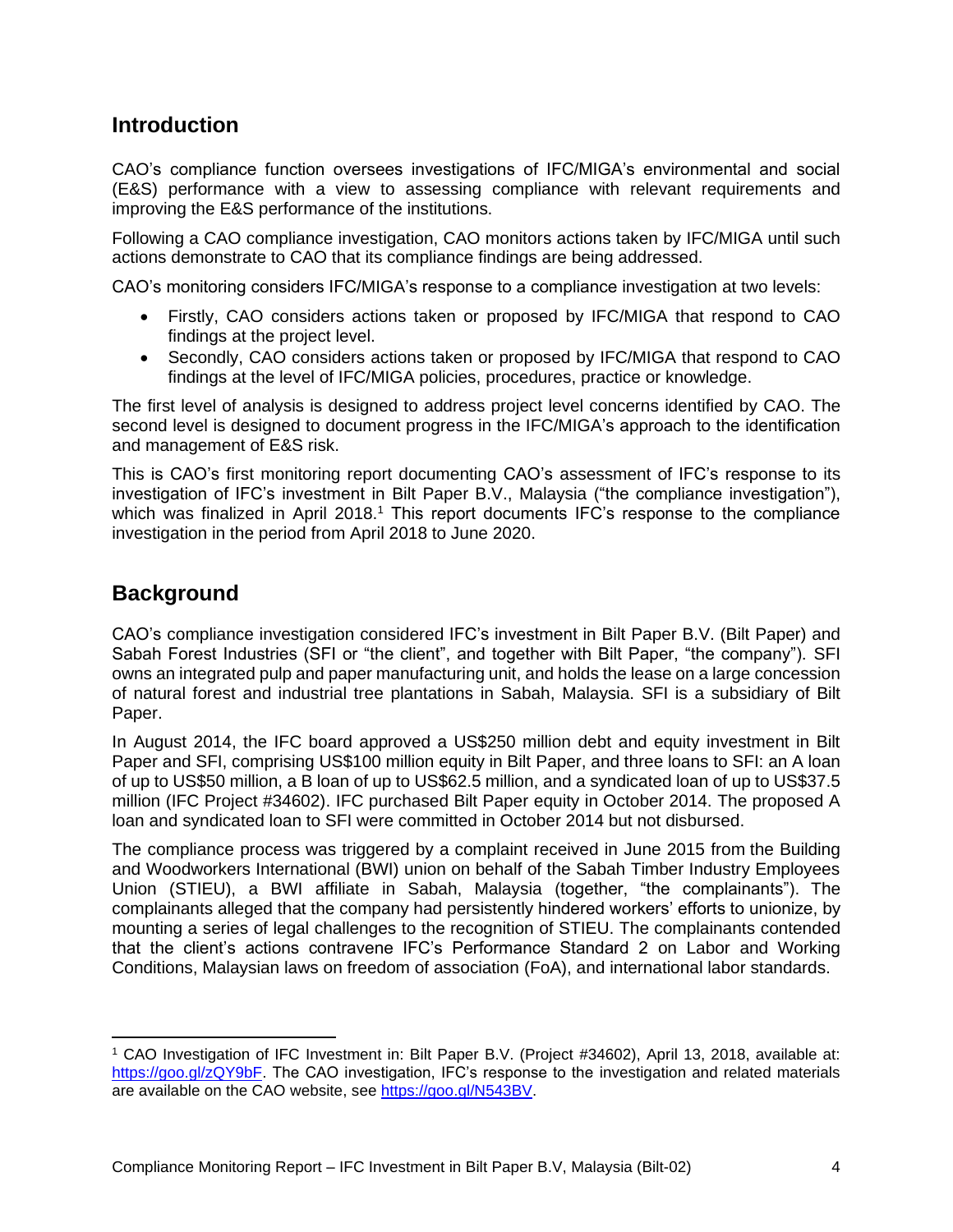## Introduction

CAO's compliance function oversees investigations of IFC/MIGA's environmental and social (E&S) performance with a view to assessing compliance with relevant requirements and improving the E&S performance of the institutions.

Following a CAO compliance investigation, CAO monitors actions taken by IFC/MIGA until such actions demonstrate to CAO that its compliance findings are being addressed.

CAO's monitoring considers IFC/MIGA's response to a compliance investigation at two levels:

- Firstly, CAO considers actions taken or proposed by IFC/MIGA that respond to CAO findings at the project level.
- Secondly, CAO considers actions taken or proposed by IFC/MIGA that respond to CAO findings at the level of IFC/MIGA policies, procedures, practice or knowledge.

The first level of analysis is designed to address project level concerns identified by CAO. The second level is designed to document progress in the IFC/MIGA's approach to the identification and management of E&S risk.

This is CAO's first monitoring report documenting CAO's assessment of IFC's response to its investigation of IFC's investment in Bilt Paper B.V., Malaysia ("the compliance investigation"), which was finalized in April 2018.[1] This report documents IFC's response to the compliance investigation in the period from April 2018 to June 2020.

## Background

CAO's compliance investigation considered IFC's investment in Bilt Paper B.V. (Bilt Paper) and Sabah Forest Industries (SFI or "the client", and together with Bilt Paper, "the company"). SFI owns an integrated pulp and paper manufacturing unit, and holds the lease on a large concession of natural forest and industrial tree plantations in Sabah, Malaysia. SFI is a subsidiary of Bilt Paper.

In August 2014, the IFC board approved a US$250 million debt and equity investment in Bilt Paper and SFI, comprising US$100 million equity in Bilt Paper, and three loans to SFI: an A loan of up to US$50 million, a B loan of up to US$62.5 million, and a syndicated loan of up to US$37.5 million (IFC Project #34602). IFC purchased Bilt Paper equity in October 2014. The proposed A loan and syndicated loan to SFI were committed in October 2014 but not disbursed.

The compliance process was triggered by a complaint received in June 2015 from the Building and Woodworkers International (BWI) union on behalf of the Sabah Timber Industry Employees Union (STIEU), a BWI affiliate in Sabah, Malaysia (together, "the complainants"). The complainants alleged that the company had persistently hindered workers' efforts to unionize, by mounting a series of legal challenges to the recognition of STIEU. The complainants contended that the client's actions contravene IFC's Performance Standard 2 on Labor and Working Conditions, Malaysian laws on freedom of association (FoA), and international labor standards.

[1] CAO Investigation of IFC Investment in: Bilt Paper B.V. (Project #34602), April 13, 2018, available at: https://goo.gl/zQY9bF. The CAO investigation, IFC's response to the investigation and related materials are available on the CAO website, see https://goo.gl/N543BV.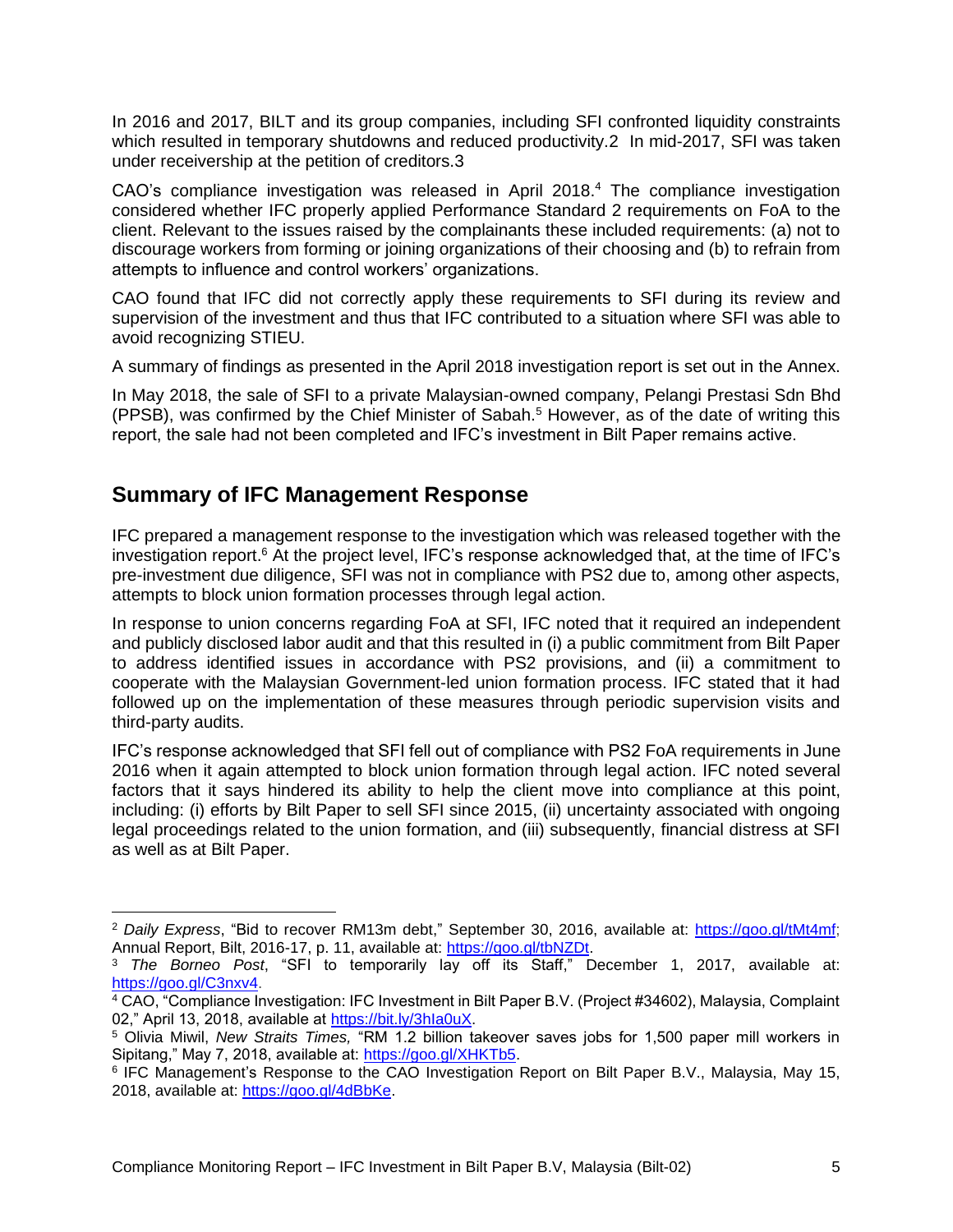In 2016 and 2017, BILT and its group companies, including SFI confronted liquidity constraints which resulted in temporary shutdowns and reduced productivity.2 In mid-2017, SFI was taken under receivership at the petition of creditors.3

CAO's compliance investigation was released in April 2018.[4] The compliance investigation considered whether IFC properly applied Performance Standard 2 requirements on FoA to the client. Relevant to the issues raised by the complainants these included requirements: (a) not to discourage workers from forming or joining organizations of their choosing and (b) to refrain from attempts to influence and control workers' organizations.

CAO found that IFC did not correctly apply these requirements to SFI during its review and supervision of the investment and thus that IFC contributed to a situation where SFI was able to avoid recognizing STIEU.

A summary of findings as presented in the April 2018 investigation report is set out in the Annex.

In May 2018, the sale of SFI to a private Malaysian-owned company, Pelangi Prestasi Sdn Bhd (PPSB), was confirmed by the Chief Minister of Sabah.[5] However, as of the date of writing this report, the sale had not been completed and IFC's investment in Bilt Paper remains active.

## Summary of IFC Management Response

IFC prepared a management response to the investigation which was released together with the investigation report.[6] At the project level, IFC's response acknowledged that, at the time of IFC's pre-investment due diligence, SFI was not in compliance with PS2 due to, among other aspects, attempts to block union formation processes through legal action.

In response to union concerns regarding FoA at SFI, IFC noted that it required an independent and publicly disclosed labor audit and that this resulted in (i) a public commitment from Bilt Paper to address identified issues in accordance with PS2 provisions, and (ii) a commitment to cooperate with the Malaysian Government-led union formation process. IFC stated that it had followed up on the implementation of these measures through periodic supervision visits and third-party audits.

IFC's response acknowledged that SFI fell out of compliance with PS2 FoA requirements in June 2016 when it again attempted to block union formation through legal action. IFC noted several factors that it says hindered its ability to help the client move into compliance at this point, including: (i) efforts by Bilt Paper to sell SFI since 2015, (ii) uncertainty associated with ongoing legal proceedings related to the union formation, and (iii) subsequently, financial distress at SFI as well as at Bilt Paper.

---

[2] *Daily Express*, "Bid to recover RM13m debt," September 30, 2016, available at: https://goo.gl/tMt4mf; Annual Report, Bilt, 2016-17, p. 11, available at: https://goo.gl/tbNZDt.

[3] *The Borneo Post*, "SFI to temporarily lay off its Staff," December 1, 2017, available at: https://goo.gl/C3nxv4.

[4] CAO, "Compliance Investigation: IFC Investment in Bilt Paper B.V. (Project #34602), Malaysia, Complaint 02," April 13, 2018, available at https://bit.ly/3hIa0uX.

[5] Olivia Miwil, *New Straits Times,* "RM 1.2 billion takeover saves jobs for 1,500 paper mill workers in Sipitang," May 7, 2018, available at: https://goo.gl/XHKTb5.

[6] IFC Management's Response to the CAO Investigation Report on Bilt Paper B.V., Malaysia, May 15, 2018, available at: https://goo.gl/4dBbKe.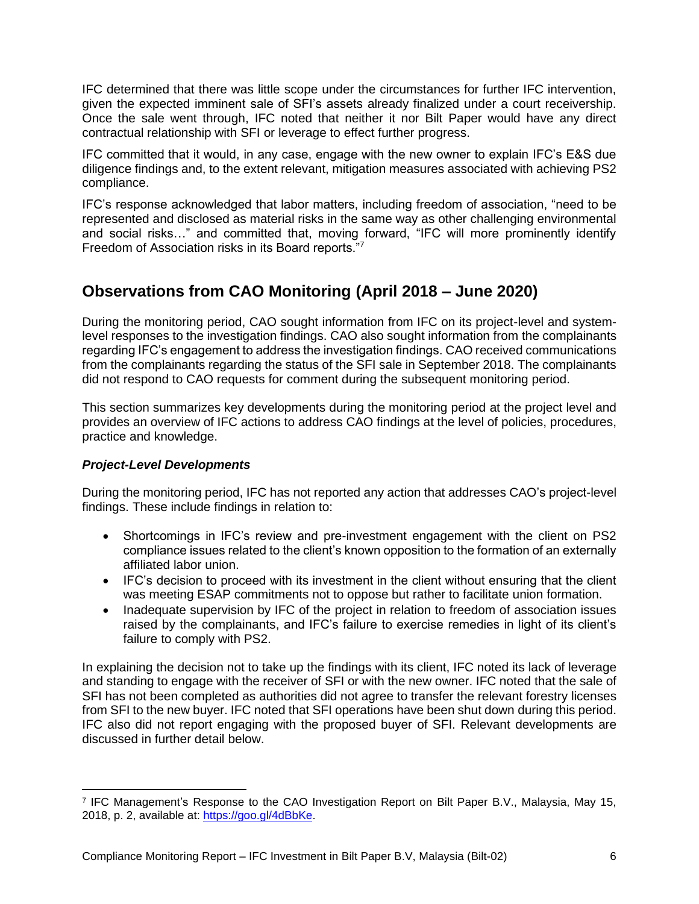IFC determined that there was little scope under the circumstances for further IFC intervention, given the expected imminent sale of SFI's assets already finalized under a court receivership. Once the sale went through, IFC noted that neither it nor Bilt Paper would have any direct contractual relationship with SFI or leverage to effect further progress.

IFC committed that it would, in any case, engage with the new owner to explain IFC's E&S due diligence findings and, to the extent relevant, mitigation measures associated with achieving PS2 compliance.

IFC's response acknowledged that labor matters, including freedom of association, "need to be represented and disclosed as material risks in the same way as other challenging environmental and social risks…" and committed that, moving forward, "IFC will more prominently identify Freedom of Association risks in its Board reports."[7]

## Observations from CAO Monitoring (April 2018 – June 2020)

During the monitoring period, CAO sought information from IFC on its project-level and system-level responses to the investigation findings. CAO also sought information from the complainants regarding IFC's engagement to address the investigation findings. CAO received communications from the complainants regarding the status of the SFI sale in September 2018. The complainants did not respond to CAO requests for comment during the subsequent monitoring period.

This section summarizes key developments during the monitoring period at the project level and provides an overview of IFC actions to address CAO findings at the level of policies, procedures, practice and knowledge.

### *Project-Level Developments*

During the monitoring period, IFC has not reported any action that addresses CAO's project-level findings. These include findings in relation to:

- Shortcomings in IFC's review and pre-investment engagement with the client on PS2 compliance issues related to the client's known opposition to the formation of an externally affiliated labor union.
- IFC's decision to proceed with its investment in the client without ensuring that the client was meeting ESAP commitments not to oppose but rather to facilitate union formation.
- Inadequate supervision by IFC of the project in relation to freedom of association issues raised by the complainants, and IFC's failure to exercise remedies in light of its client's failure to comply with PS2.

In explaining the decision not to take up the findings with its client, IFC noted its lack of leverage and standing to engage with the receiver of SFI or with the new owner. IFC noted that the sale of SFI has not been completed as authorities did not agree to transfer the relevant forestry licenses from SFI to the new buyer. IFC noted that SFI operations have been shut down during this period. IFC also did not report engaging with the proposed buyer of SFI. Relevant developments are discussed in further detail below.

---

[7] IFC Management's Response to the CAO Investigation Report on Bilt Paper B.V., Malaysia, May 15, 2018, p. 2, available at: https://goo.gl/4dBbKe.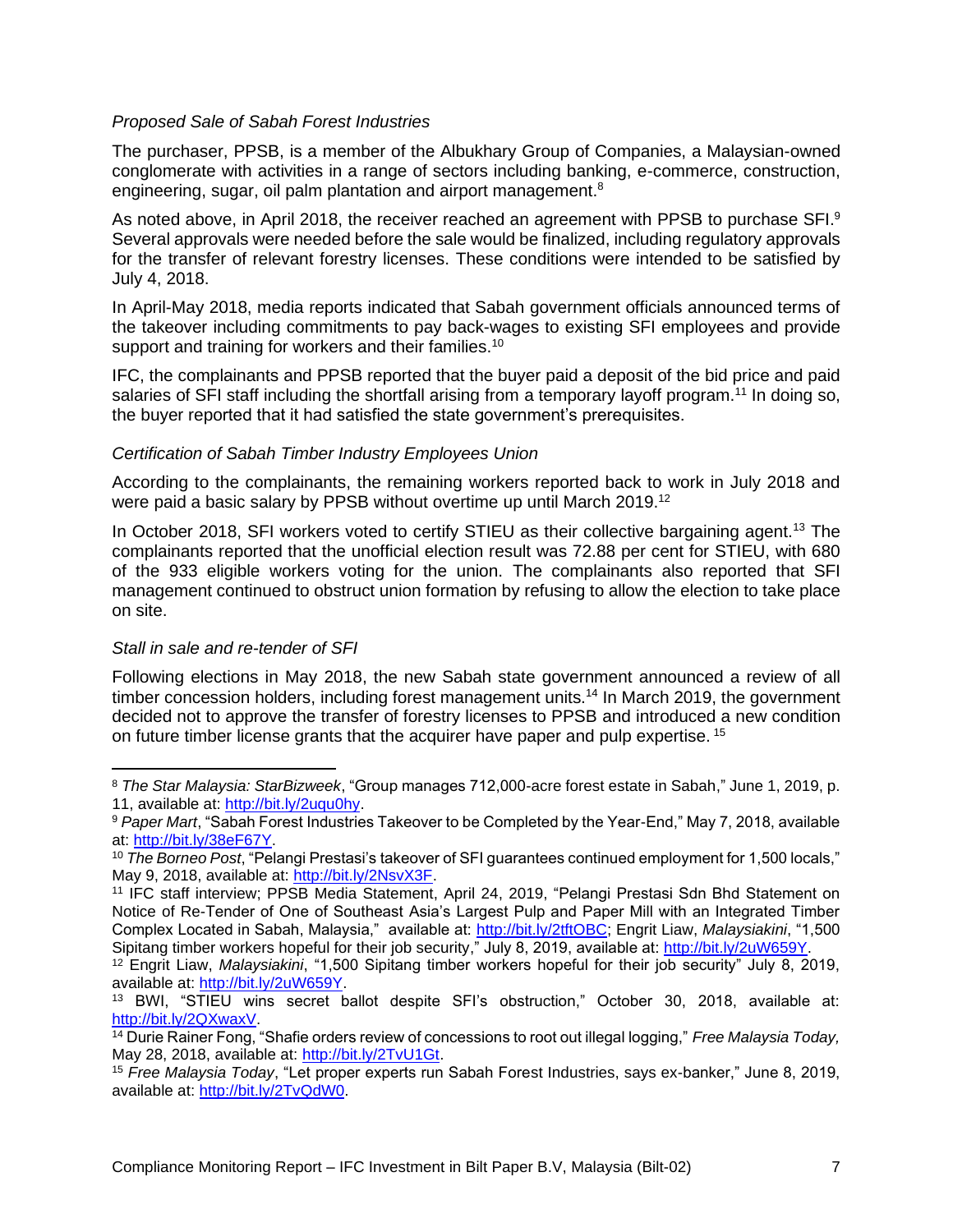*Proposed Sale of Sabah Forest Industries*

The purchaser, PPSB, is a member of the Albukhary Group of Companies, a Malaysian-owned conglomerate with activities in a range of sectors including banking, e-commerce, construction, engineering, sugar, oil palm plantation and airport management.[8]

As noted above, in April 2018, the receiver reached an agreement with PPSB to purchase SFI.[9] Several approvals were needed before the sale would be finalized, including regulatory approvals for the transfer of relevant forestry licenses. These conditions were intended to be satisfied by July 4, 2018.

In April-May 2018, media reports indicated that Sabah government officials announced terms of the takeover including commitments to pay back-wages to existing SFI employees and provide support and training for workers and their families.[10]

IFC, the complainants and PPSB reported that the buyer paid a deposit of the bid price and paid salaries of SFI staff including the shortfall arising from a temporary layoff program.[11] In doing so, the buyer reported that it had satisfied the state government's prerequisites.

*Certification of Sabah Timber Industry Employees Union*

According to the complainants, the remaining workers reported back to work in July 2018 and were paid a basic salary by PPSB without overtime up until March 2019.[12]

In October 2018, SFI workers voted to certify STIEU as their collective bargaining agent.[13] The complainants reported that the unofficial election result was 72.88 per cent for STIEU, with 680 of the 933 eligible workers voting for the union. The complainants also reported that SFI management continued to obstruct union formation by refusing to allow the election to take place on site.

*Stall in sale and re-tender of SFI*

Following elections in May 2018, the new Sabah state government announced a review of all timber concession holders, including forest management units.[14] In March 2019, the government decided not to approve the transfer of forestry licenses to PPSB and introduced a new condition on future timber license grants that the acquirer have paper and pulp expertise.[15]

---

[8] *The Star Malaysia: StarBizweek*, "Group manages 712,000-acre forest estate in Sabah," June 1, 2019, p. 11, available at: http://bit.ly/2uqu0hy.

[9] *Paper Mart*, "Sabah Forest Industries Takeover to be Completed by the Year-End," May 7, 2018, available at: http://bit.ly/38eF67Y.

[10] *The Borneo Post*, "Pelangi Prestasi's takeover of SFI guarantees continued employment for 1,500 locals," May 9, 2018, available at: http://bit.ly/2NsvX3F.

[11] IFC staff interview; PPSB Media Statement, April 24, 2019, "Pelangi Prestasi Sdn Bhd Statement on Notice of Re-Tender of One of Southeast Asia's Largest Pulp and Paper Mill with an Integrated Timber Complex Located in Sabah, Malaysia," available at: http://bit.ly/2tftOBC; Engrit Liaw, *Malaysiakini*, "1,500 Sipitang timber workers hopeful for their job security," July 8, 2019, available at: http://bit.ly/2uW659Y.

[12] Engrit Liaw, *Malaysiakini*, "1,500 Sipitang timber workers hopeful for their job security" July 8, 2019, available at: http://bit.ly/2uW659Y.

[13] BWI, "STIEU wins secret ballot despite SFI's obstruction," October 30, 2018, available at: http://bit.ly/2QXwaxV.

[14] Durie Rainer Fong, "Shafie orders review of concessions to root out illegal logging," *Free Malaysia Today,* May 28, 2018, available at: http://bit.ly/2TvU1Gt.

[15] *Free Malaysia Today*, "Let proper experts run Sabah Forest Industries, says ex-banker," June 8, 2019, available at: http://bit.ly/2TvQdW0.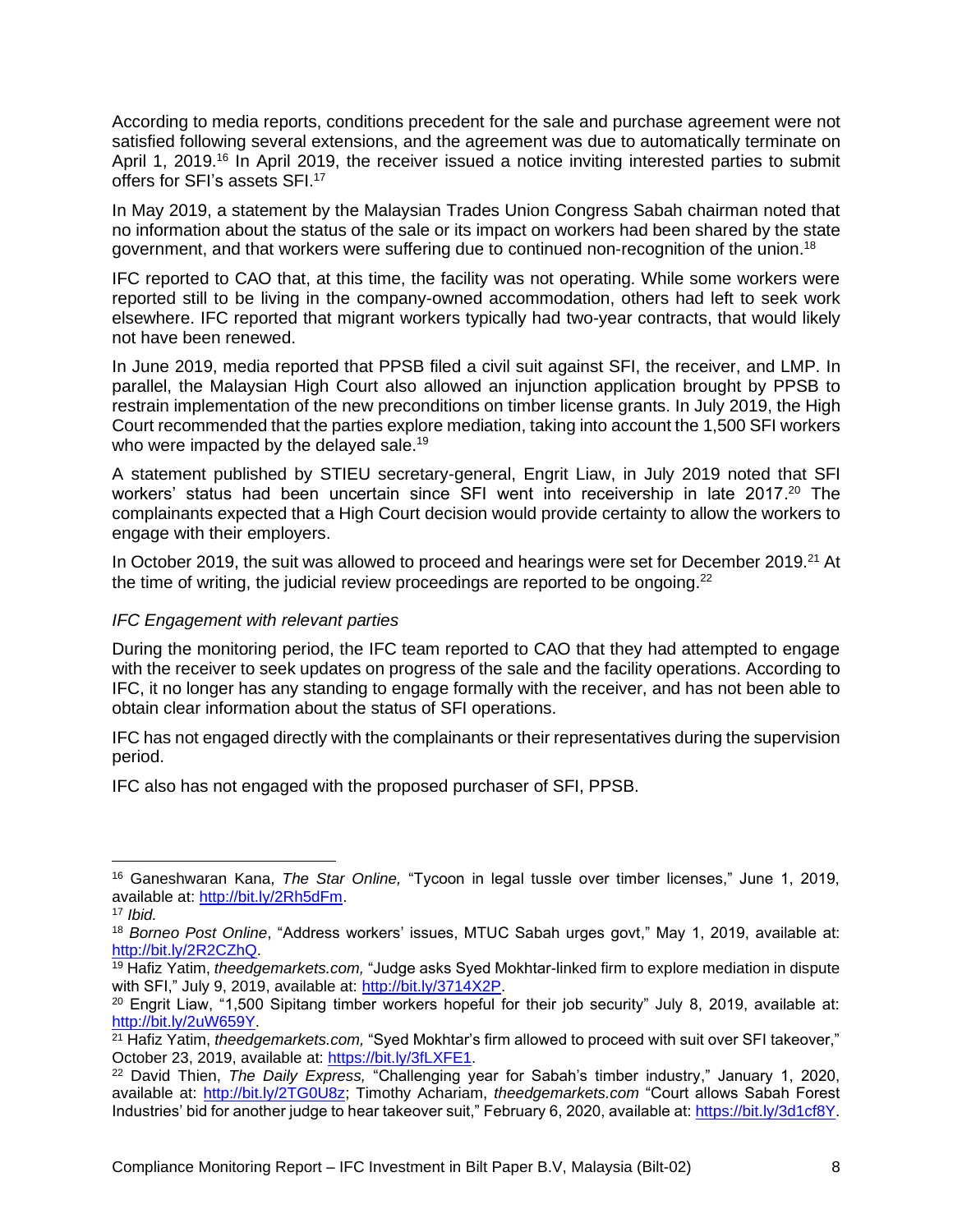According to media reports, conditions precedent for the sale and purchase agreement were not satisfied following several extensions, and the agreement was due to automatically terminate on April 1, 2019.[16] In April 2019, the receiver issued a notice inviting interested parties to submit offers for SFI's assets SFI.[17]

In May 2019, a statement by the Malaysian Trades Union Congress Sabah chairman noted that no information about the status of the sale or its impact on workers had been shared by the state government, and that workers were suffering due to continued non-recognition of the union.[18]

IFC reported to CAO that, at this time, the facility was not operating. While some workers were reported still to be living in the company-owned accommodation, others had left to seek work elsewhere. IFC reported that migrant workers typically had two-year contracts, that would likely not have been renewed.

In June 2019, media reported that PPSB filed a civil suit against SFI, the receiver, and LMP. In parallel, the Malaysian High Court also allowed an injunction application brought by PPSB to restrain implementation of the new preconditions on timber license grants. In July 2019, the High Court recommended that the parties explore mediation, taking into account the 1,500 SFI workers who were impacted by the delayed sale.[19]

A statement published by STIEU secretary-general, Engrit Liaw, in July 2019 noted that SFI workers' status had been uncertain since SFI went into receivership in late 2017.[20] The complainants expected that a High Court decision would provide certainty to allow the workers to engage with their employers.

In October 2019, the suit was allowed to proceed and hearings were set for December 2019.[21] At the time of writing, the judicial review proceedings are reported to be ongoing.[22]

*IFC Engagement with relevant parties*

During the monitoring period, the IFC team reported to CAO that they had attempted to engage with the receiver to seek updates on progress of the sale and the facility operations. According to IFC, it no longer has any standing to engage formally with the receiver, and has not been able to obtain clear information about the status of SFI operations.

IFC has not engaged directly with the complainants or their representatives during the supervision period.

IFC also has not engaged with the proposed purchaser of SFI, PPSB.

---

[16] Ganeshwaran Kana, *The Star Online,* "Tycoon in legal tussle over timber licenses," June 1, 2019, available at: http://bit.ly/2Rh5dFm.

[17] *Ibid.*

[18] *Borneo Post Online*, "Address workers' issues, MTUC Sabah urges govt," May 1, 2019, available at: http://bit.ly/2R2CZhQ.

[19] Hafiz Yatim, *theedgemarkets.com,* "Judge asks Syed Mokhtar-linked firm to explore mediation in dispute with SFI," July 9, 2019, available at: http://bit.ly/3714X2P.

[20] Engrit Liaw, "1,500 Sipitang timber workers hopeful for their job security" July 8, 2019, available at: http://bit.ly/2uW659Y.

[21] Hafiz Yatim, *theedgemarkets.com,* "Syed Mokhtar's firm allowed to proceed with suit over SFI takeover," October 23, 2019, available at: https://bit.ly/3fLXFE1.

[22] David Thien, *The Daily Express,* "Challenging year for Sabah's timber industry," January 1, 2020, available at: http://bit.ly/2TG0U8z; Timothy Achariam, *theedgemarkets.com* "Court allows Sabah Forest Industries' bid for another judge to hear takeover suit," February 6, 2020, available at: https://bit.ly/3d1cf8Y.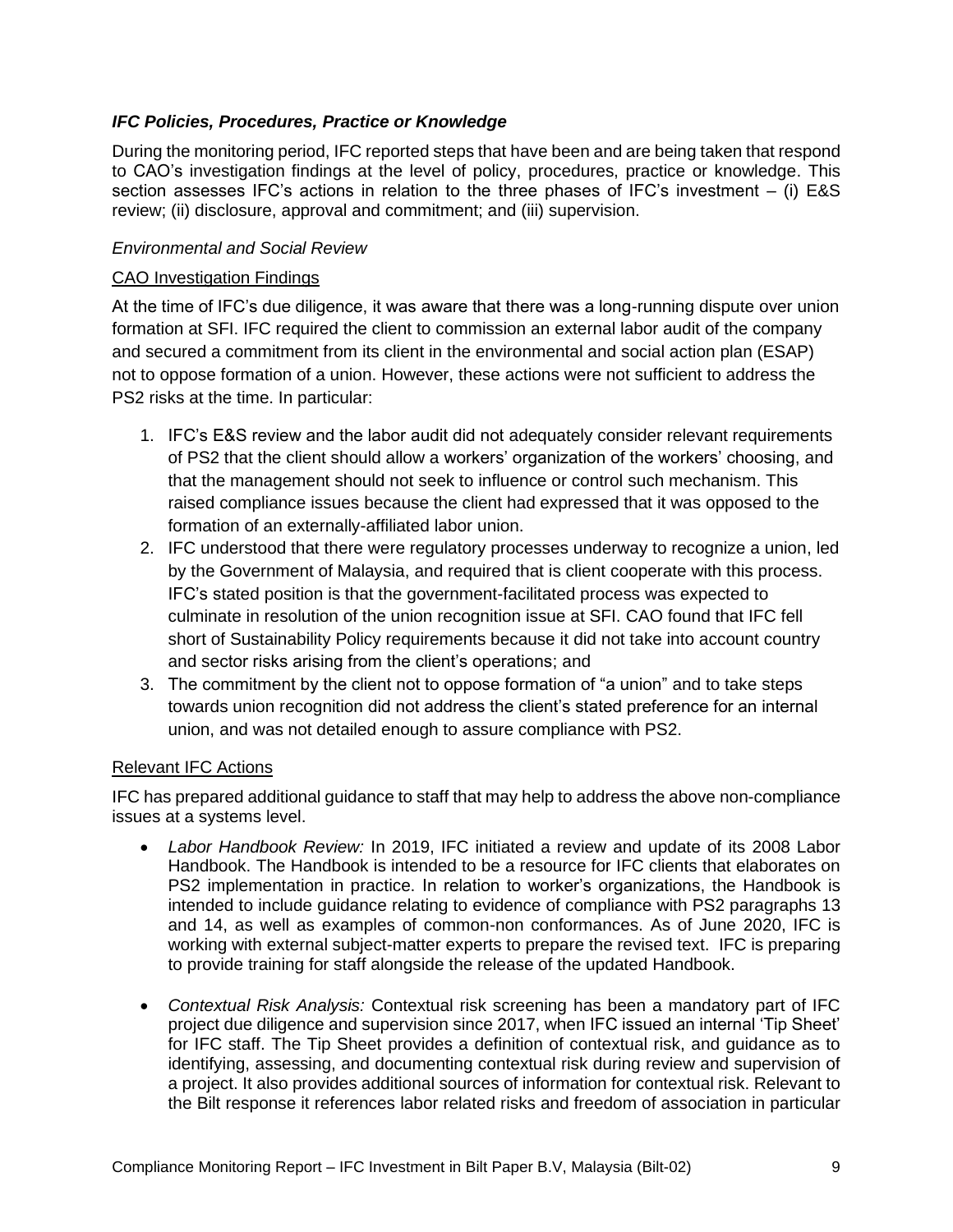### *IFC Policies, Procedures, Practice or Knowledge*

During the monitoring period, IFC reported steps that have been and are being taken that respond to CAO's investigation findings at the level of policy, procedures, practice or knowledge. This section assesses IFC's actions in relation to the three phases of IFC's investment – (i) E&S review; (ii) disclosure, approval and commitment; and (iii) supervision.

#### *Environmental and Social Review*

<u>CAO Investigation Findings</u>

At the time of IFC's due diligence, it was aware that there was a long-running dispute over union formation at SFI. IFC required the client to commission an external labor audit of the company and secured a commitment from its client in the environmental and social action plan (ESAP) not to oppose formation of a union. However, these actions were not sufficient to address the PS2 risks at the time. In particular:

1. IFC's E&S review and the labor audit did not adequately consider relevant requirements of PS2 that the client should allow a workers' organization of the workers' choosing, and that the management should not seek to influence or control such mechanism. This raised compliance issues because the client had expressed that it was opposed to the formation of an externally-affiliated labor union.
2. IFC understood that there were regulatory processes underway to recognize a union, led by the Government of Malaysia, and required that is client cooperate with this process. IFC's stated position is that the government-facilitated process was expected to culminate in resolution of the union recognition issue at SFI. CAO found that IFC fell short of Sustainability Policy requirements because it did not take into account country and sector risks arising from the client's operations; and
3. The commitment by the client not to oppose formation of "a union" and to take steps towards union recognition did not address the client's stated preference for an internal union, and was not detailed enough to assure compliance with PS2.

<u>Relevant IFC Actions</u>

IFC has prepared additional guidance to staff that may help to address the above non-compliance issues at a systems level.

- *Labor Handbook Review:* In 2019, IFC initiated a review and update of its 2008 Labor Handbook. The Handbook is intended to be a resource for IFC clients that elaborates on PS2 implementation in practice. In relation to worker's organizations, the Handbook is intended to include guidance relating to evidence of compliance with PS2 paragraphs 13 and 14, as well as examples of common-non conformances. As of June 2020, IFC is working with external subject-matter experts to prepare the revised text. IFC is preparing to provide training for staff alongside the release of the updated Handbook.

- *Contextual Risk Analysis:* Contextual risk screening has been a mandatory part of IFC project due diligence and supervision since 2017, when IFC issued an internal 'Tip Sheet' for IFC staff. The Tip Sheet provides a definition of contextual risk, and guidance as to identifying, assessing, and documenting contextual risk during review and supervision of a project. It also provides additional sources of information for contextual risk. Relevant to the Bilt response it references labor related risks and freedom of association in particular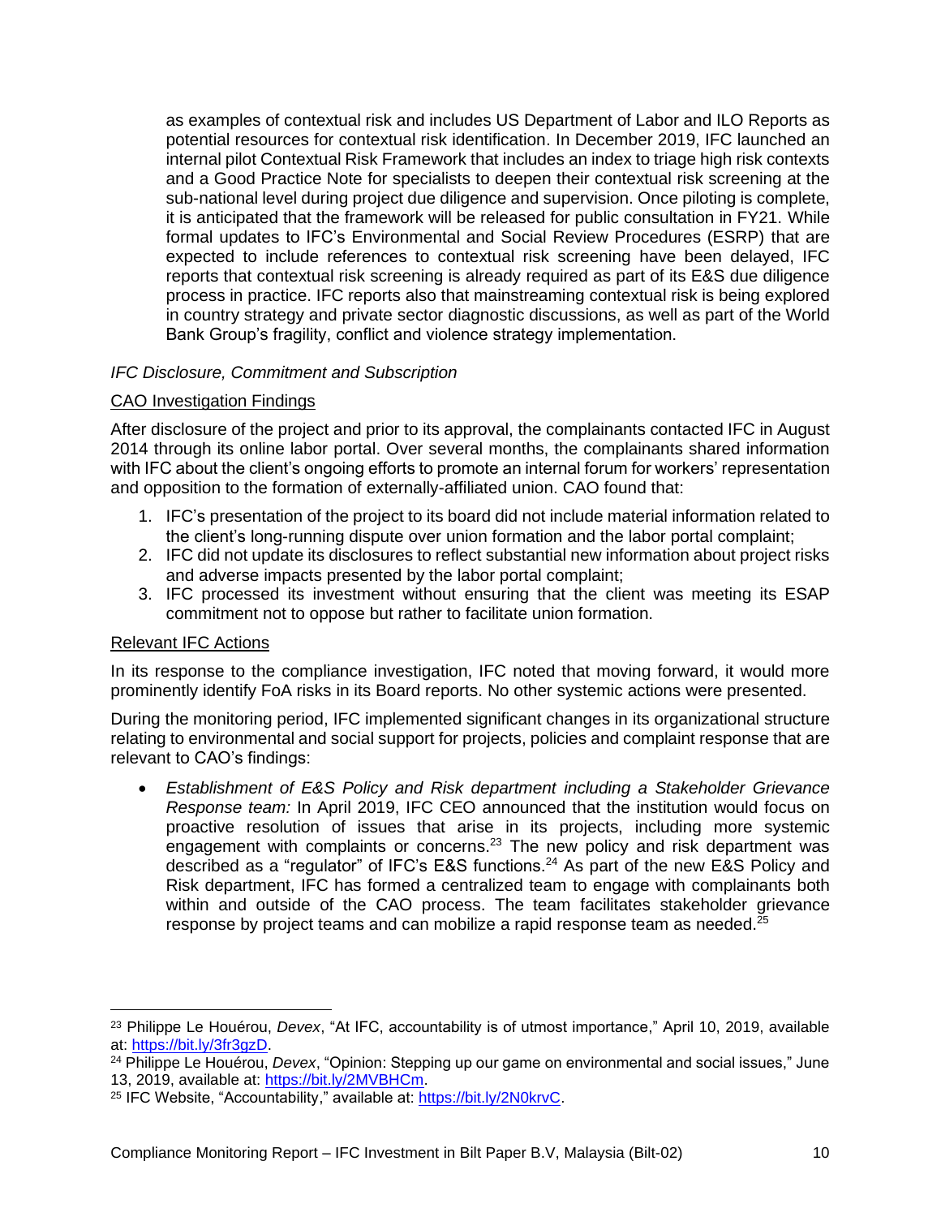as examples of contextual risk and includes US Department of Labor and ILO Reports as potential resources for contextual risk identification. In December 2019, IFC launched an internal pilot Contextual Risk Framework that includes an index to triage high risk contexts and a Good Practice Note for specialists to deepen their contextual risk screening at the sub-national level during project due diligence and supervision. Once piloting is complete, it is anticipated that the framework will be released for public consultation in FY21. While formal updates to IFC's Environmental and Social Review Procedures (ESRP) that are expected to include references to contextual risk screening have been delayed, IFC reports that contextual risk screening is already required as part of its E&S due diligence process in practice. IFC reports also that mainstreaming contextual risk is being explored in country strategy and private sector diagnostic discussions, as well as part of the World Bank Group's fragility, conflict and violence strategy implementation.

*IFC Disclosure, Commitment and Subscription*

CAO Investigation Findings

After disclosure of the project and prior to its approval, the complainants contacted IFC in August 2014 through its online labor portal. Over several months, the complainants shared information with IFC about the client's ongoing efforts to promote an internal forum for workers' representation and opposition to the formation of externally-affiliated union. CAO found that:

1. IFC's presentation of the project to its board did not include material information related to the client's long-running dispute over union formation and the labor portal complaint;
2. IFC did not update its disclosures to reflect substantial new information about project risks and adverse impacts presented by the labor portal complaint;
3. IFC processed its investment without ensuring that the client was meeting its ESAP commitment not to oppose but rather to facilitate union formation.

Relevant IFC Actions

In its response to the compliance investigation, IFC noted that moving forward, it would more prominently identify FoA risks in its Board reports. No other systemic actions were presented.

During the monitoring period, IFC implemented significant changes in its organizational structure relating to environmental and social support for projects, policies and complaint response that are relevant to CAO's findings:

- *Establishment of E&S Policy and Risk department including a Stakeholder Grievance Response team:* In April 2019, IFC CEO announced that the institution would focus on proactive resolution of issues that arise in its projects, including more systemic engagement with complaints or concerns.[23] The new policy and risk department was described as a "regulator" of IFC's E&S functions.[24] As part of the new E&S Policy and Risk department, IFC has formed a centralized team to engage with complainants both within and outside of the CAO process. The team facilitates stakeholder grievance response by project teams and can mobilize a rapid response team as needed.[25]

---

[23] Philippe Le Houérou, *Devex*, "At IFC, accountability is of utmost importance," April 10, 2019, available at: https://bit.ly/3fr3gzD.

[24] Philippe Le Houérou, *Devex*, "Opinion: Stepping up our game on environmental and social issues," June 13, 2019, available at: https://bit.ly/2MVBHCm.

[25] IFC Website, "Accountability," available at: https://bit.ly/2N0krvC.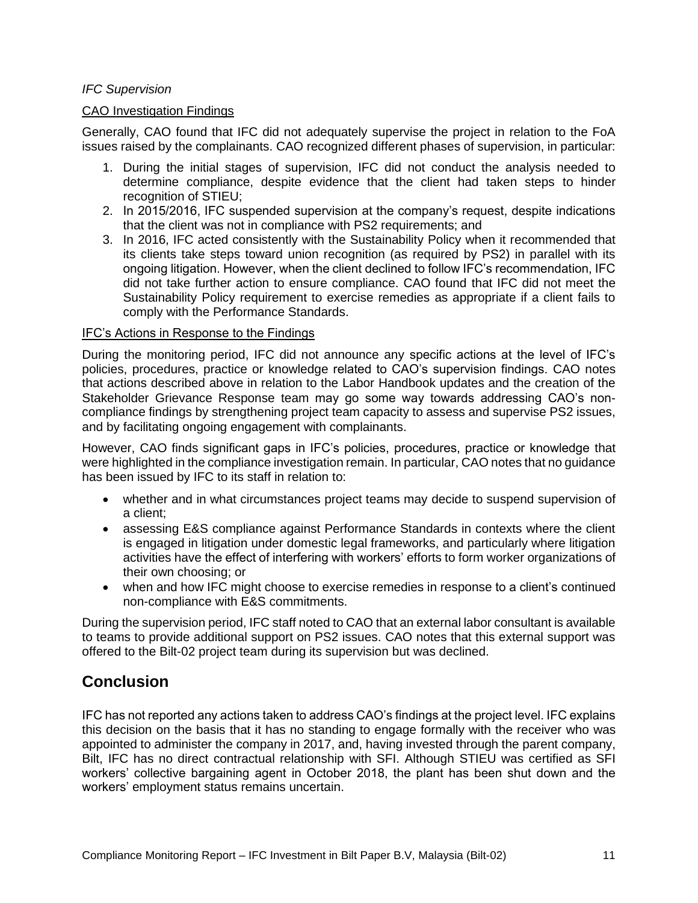*IFC Supervision*

CAO Investigation Findings

Generally, CAO found that IFC did not adequately supervise the project in relation to the FoA issues raised by the complainants. CAO recognized different phases of supervision, in particular:

1. During the initial stages of supervision, IFC did not conduct the analysis needed to determine compliance, despite evidence that the client had taken steps to hinder recognition of STIEU;
2. In 2015/2016, IFC suspended supervision at the company's request, despite indications that the client was not in compliance with PS2 requirements; and
3. In 2016, IFC acted consistently with the Sustainability Policy when it recommended that its clients take steps toward union recognition (as required by PS2) in parallel with its ongoing litigation. However, when the client declined to follow IFC's recommendation, IFC did not take further action to ensure compliance. CAO found that IFC did not meet the Sustainability Policy requirement to exercise remedies as appropriate if a client fails to comply with the Performance Standards.

IFC's Actions in Response to the Findings

During the monitoring period, IFC did not announce any specific actions at the level of IFC's policies, procedures, practice or knowledge related to CAO's supervision findings. CAO notes that actions described above in relation to the Labor Handbook updates and the creation of the Stakeholder Grievance Response team may go some way towards addressing CAO's non-compliance findings by strengthening project team capacity to assess and supervise PS2 issues, and by facilitating ongoing engagement with complainants.

However, CAO finds significant gaps in IFC's policies, procedures, practice or knowledge that were highlighted in the compliance investigation remain. In particular, CAO notes that no guidance has been issued by IFC to its staff in relation to:

- whether and in what circumstances project teams may decide to suspend supervision of a client;
- assessing E&S compliance against Performance Standards in contexts where the client is engaged in litigation under domestic legal frameworks, and particularly where litigation activities have the effect of interfering with workers' efforts to form worker organizations of their own choosing; or
- when and how IFC might choose to exercise remedies in response to a client's continued non-compliance with E&S commitments.

During the supervision period, IFC staff noted to CAO that an external labor consultant is available to teams to provide additional support on PS2 issues. CAO notes that this external support was offered to the Bilt-02 project team during its supervision but was declined.

## Conclusion

IFC has not reported any actions taken to address CAO's findings at the project level. IFC explains this decision on the basis that it has no standing to engage formally with the receiver who was appointed to administer the company in 2017, and, having invested through the parent company, Bilt, IFC has no direct contractual relationship with SFI. Although STIEU was certified as SFI workers' collective bargaining agent in October 2018, the plant has been shut down and the workers' employment status remains uncertain.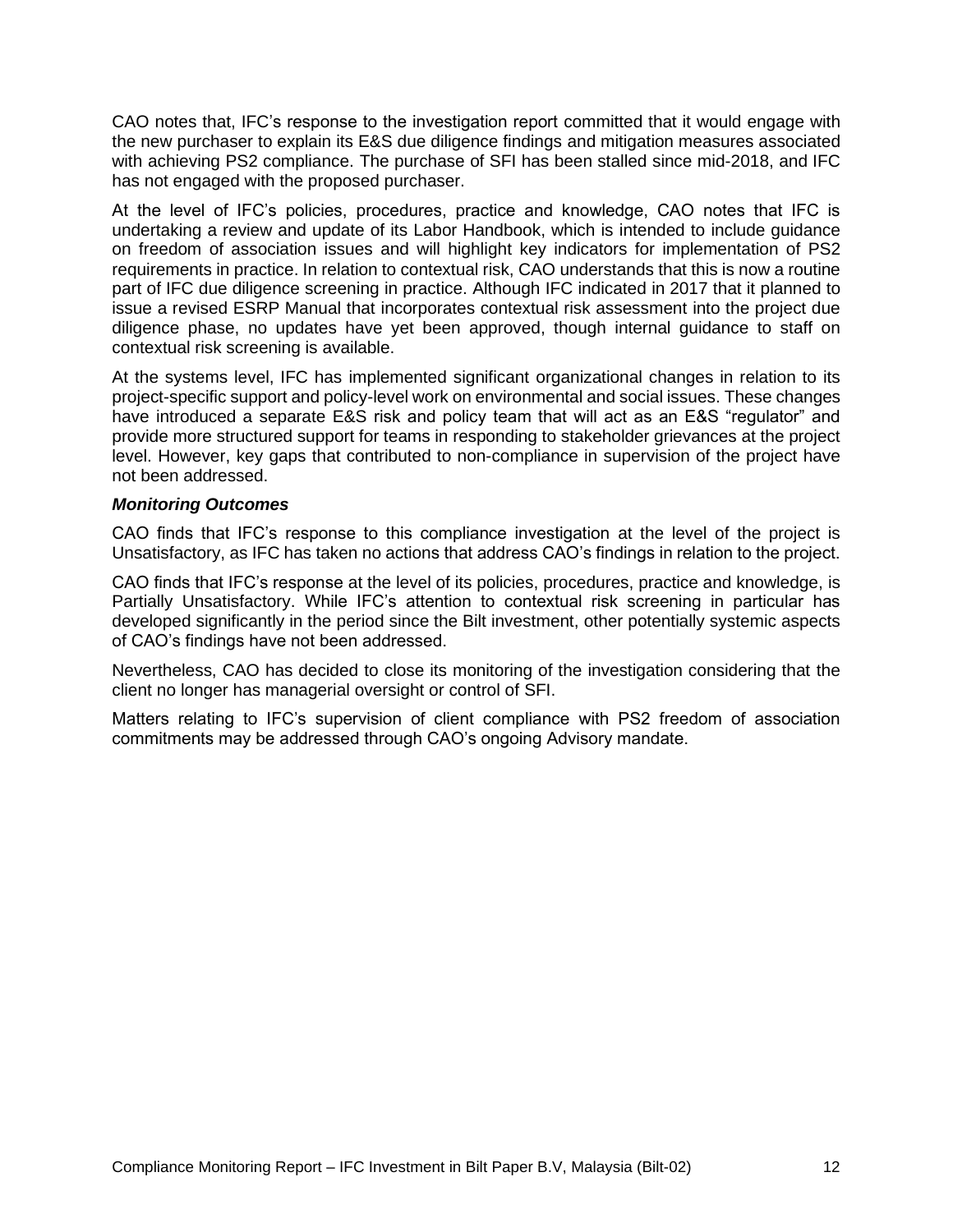CAO notes that, IFC's response to the investigation report committed that it would engage with the new purchaser to explain its E&S due diligence findings and mitigation measures associated with achieving PS2 compliance. The purchase of SFI has been stalled since mid-2018, and IFC has not engaged with the proposed purchaser.

At the level of IFC's policies, procedures, practice and knowledge, CAO notes that IFC is undertaking a review and update of its Labor Handbook, which is intended to include guidance on freedom of association issues and will highlight key indicators for implementation of PS2 requirements in practice. In relation to contextual risk, CAO understands that this is now a routine part of IFC due diligence screening in practice. Although IFC indicated in 2017 that it planned to issue a revised ESRP Manual that incorporates contextual risk assessment into the project due diligence phase, no updates have yet been approved, though internal guidance to staff on contextual risk screening is available.

At the systems level, IFC has implemented significant organizational changes in relation to its project-specific support and policy-level work on environmental and social issues. These changes have introduced a separate E&S risk and policy team that will act as an E&S "regulator" and provide more structured support for teams in responding to stakeholder grievances at the project level. However, key gaps that contributed to non-compliance in supervision of the project have not been addressed.

***Monitoring Outcomes***

CAO finds that IFC's response to this compliance investigation at the level of the project is Unsatisfactory, as IFC has taken no actions that address CAO's findings in relation to the project.

CAO finds that IFC's response at the level of its policies, procedures, practice and knowledge, is Partially Unsatisfactory. While IFC's attention to contextual risk screening in particular has developed significantly in the period since the Bilt investment, other potentially systemic aspects of CAO's findings have not been addressed.

Nevertheless, CAO has decided to close its monitoring of the investigation considering that the client no longer has managerial oversight or control of SFI.

Matters relating to IFC's supervision of client compliance with PS2 freedom of association commitments may be addressed through CAO's ongoing Advisory mandate.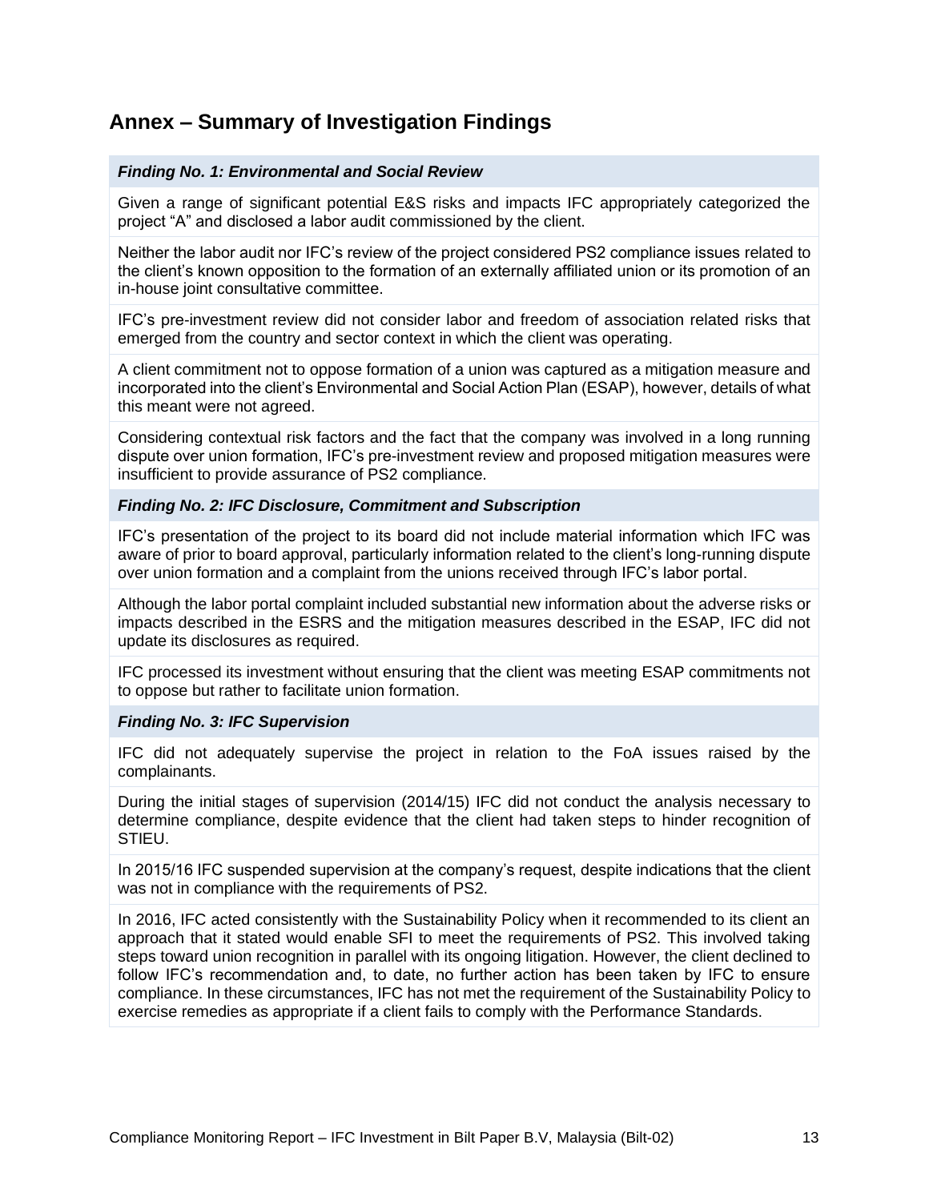## Annex – Summary of Investigation Findings

| |
|---|
| ***Finding No. 1: Environmental and Social Review*** |
| Given a range of significant potential E&S risks and impacts IFC appropriately categorized the project "A" and disclosed a labor audit commissioned by the client. |
| Neither the labor audit nor IFC's review of the project considered PS2 compliance issues related to the client's known opposition to the formation of an externally affiliated union or its promotion of an in-house joint consultative committee. |
| IFC's pre-investment review did not consider labor and freedom of association related risks that emerged from the country and sector context in which the client was operating. |
| A client commitment not to oppose formation of a union was captured as a mitigation measure and incorporated into the client's Environmental and Social Action Plan (ESAP), however, details of what this meant were not agreed. |
| Considering contextual risk factors and the fact that the company was involved in a long running dispute over union formation, IFC's pre-investment review and proposed mitigation measures were insufficient to provide assurance of PS2 compliance. |
| ***Finding No. 2: IFC Disclosure, Commitment and Subscription*** |
| IFC's presentation of the project to its board did not include material information which IFC was aware of prior to board approval, particularly information related to the client's long-running dispute over union formation and a complaint from the unions received through IFC's labor portal. |
| Although the labor portal complaint included substantial new information about the adverse risks or impacts described in the ESRS and the mitigation measures described in the ESAP, IFC did not update its disclosures as required. |
| IFC processed its investment without ensuring that the client was meeting ESAP commitments not to oppose but rather to facilitate union formation. |
| ***Finding No. 3: IFC Supervision*** |
| IFC did not adequately supervise the project in relation to the FoA issues raised by the complainants. |
| During the initial stages of supervision (2014/15) IFC did not conduct the analysis necessary to determine compliance, despite evidence that the client had taken steps to hinder recognition of STIEU. |
| In 2015/16 IFC suspended supervision at the company's request, despite indications that the client was not in compliance with the requirements of PS2. |
| In 2016, IFC acted consistently with the Sustainability Policy when it recommended to its client an approach that it stated would enable SFI to meet the requirements of PS2. This involved taking steps toward union recognition in parallel with its ongoing litigation. However, the client declined to follow IFC's recommendation and, to date, no further action has been taken by IFC to ensure compliance. In these circumstances, IFC has not met the requirement of the Sustainability Policy to exercise remedies as appropriate if a client fails to comply with the Performance Standards. |